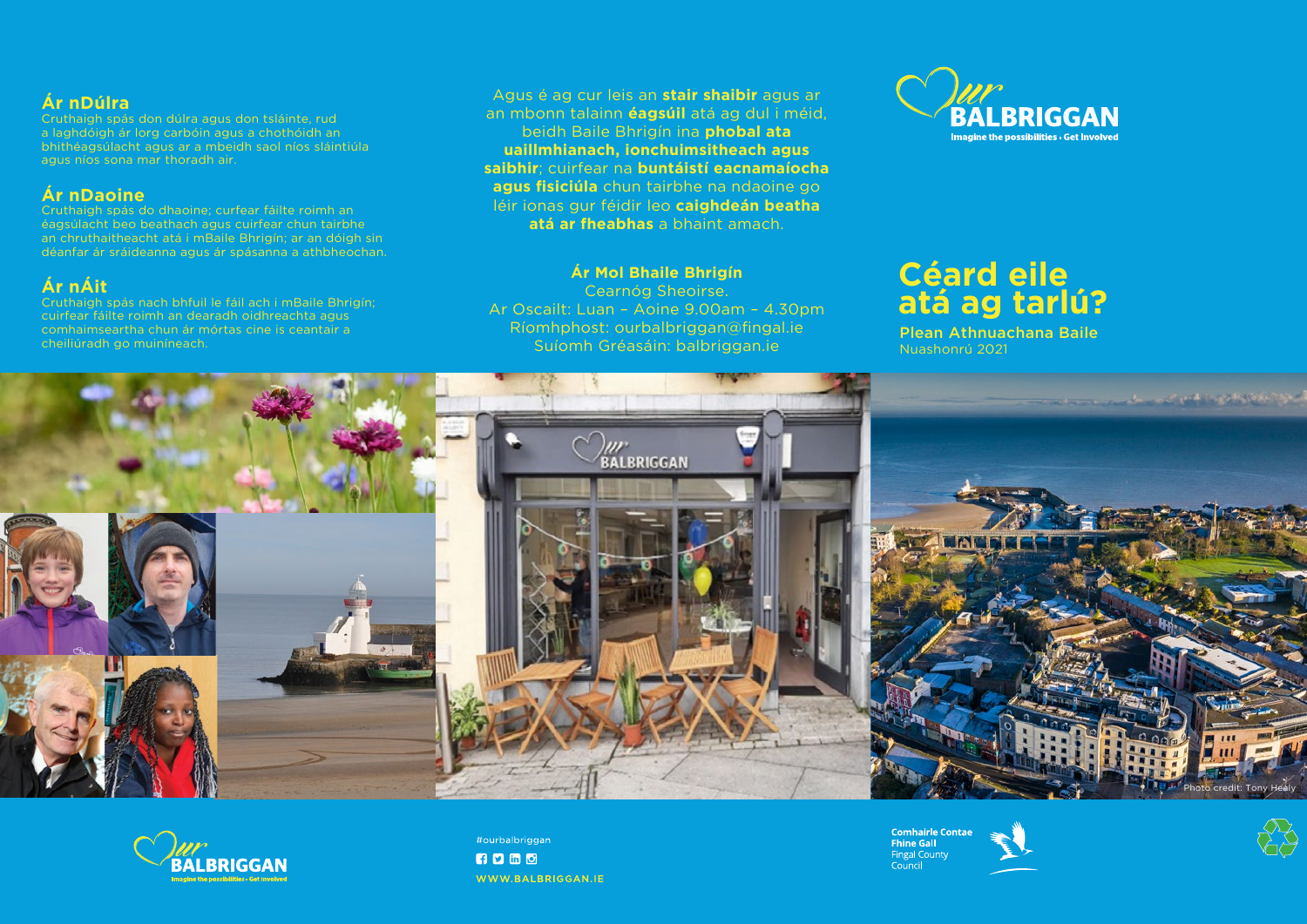## Ár nDúlra

Cruthaigh spás don dúlra agus don tsláinte, rud a laghdóidh ár lorg carbóin agus a chothóidh an bhithéagsúlacht agus ar a mbeidh saol níos sláintiúla agus níos sona mar thoradh air.

## Ár nDaoine

Cruthaigh spás do dhaoine; curfear fáilte roimh an éagsúlacht beo beathach agus cuirfear chun tairbhe an chruthaitheacht atá i mBaile Bhrigín; ar an dóigh sin déanfar ár sráideanna agus ár spásanna a athbheochan.

## Ár nÁit

Cruthaigh spás nach bhfuil le fáil ach i mBaile Bhrigín; cuirfear fáilte roimh an dearadh oidhreachta agus comhaimseartha chun ár mórtas cine is ceantair a cheiliúradh go muiníneach.

Agus é ag cur leis an **stair shaibir** agus ar an mbonn talainn **éagsúil** atá ag dul i méid, beidh Baile Bhrigín ina **phobal ata uaillmhianach, ionchuimsitheach agus saibhir**; cuirfear na **buntáistí eacnamaíocha agus fisiciúla** chun tairbhe na ndaoine go léir ionas gur féidir leo **caighdeán beatha atá ar fheabhas** a bhaint amach.

**Ár Mol Bhaile Bhrigín**

Cearnóg Sheoirse.

Ar Oscailt: Luan – Aoine 9.00am – 4.30pm

Ríomhphost: ourbalbriggan@fingal.ie

Suíomh Gréasáin: balbriggan.ie

Our BALBRIGGAN
Imagine the possibilities • Get involved

# Céard eile atá ag tarlú?

**Plean Athnuachana Baile**

Nuashonrú 2021

Photo credit: Tony Healy

Our BALBRIGGAN
Imagine the possibilities • Get involved

#ourbalbriggan

WWW.BALBRIGGAN.IE

Comhairle Contae Fhine Gall
Fingal County Council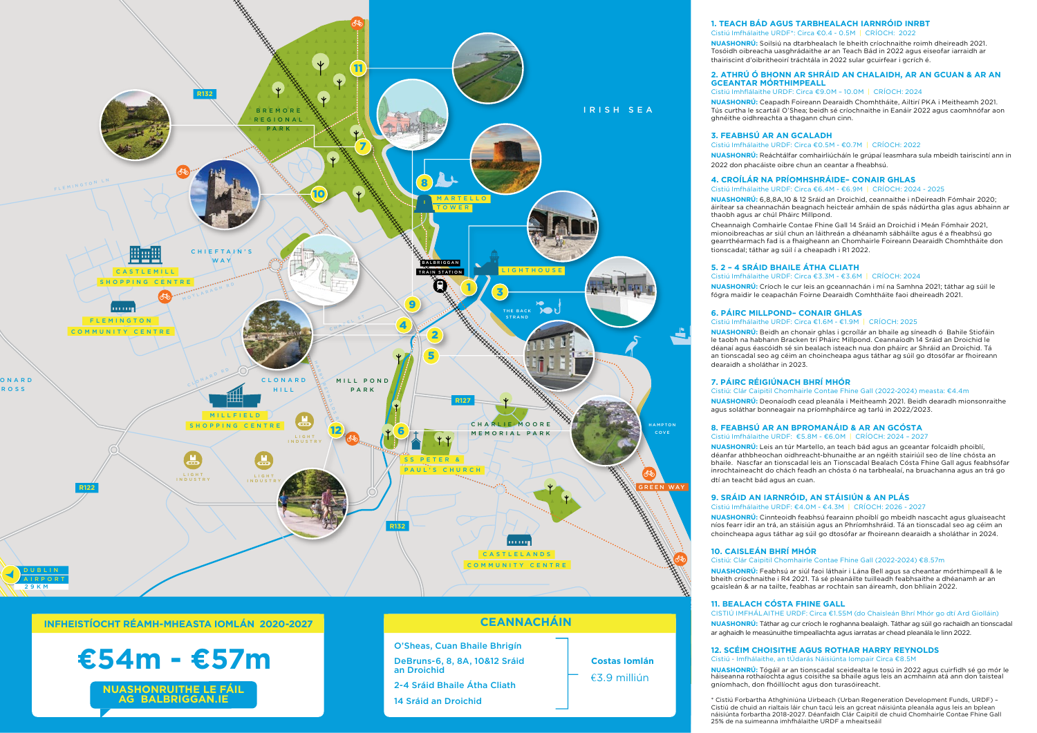## 1. TEACH BÁD AGUS TARBHEALACH IARNRÓID INRBT

Cistiú Imfhálaithe URDF*: Circa €0.4 - 0.5M | CRÍOCH: 2022

**NUASHONRÚ:** Soilsiú na dtarbhealach le bheith críochnaithe roimh dheireadh 2021. Tosóidh oibreacha uasghrádaithe ar an Teach Bád in 2022 agus eiseofar iarraidh ar thairiscint d'oibritheoirí tráchtála in 2022 sular gcuirfear i gcrích é.

## 2. ATHRÚ Ó BHONN AR SHRÁID AN CHALAIDH, AR AN GCUAN & AR AN GCEANTAR MÓRTHIMPEALL

Cistiú Imhfálaithe URDF: Circa €9.0M - 10.0M | CRÍOCH: 2024

**NUASHONRÚ:** Ceapadh Foireann Dearaidh Chomhtháite, Ailtirí PKA i Meitheamh 2021. Tús curtha le scartáil O'Shea; beidh sé críochnaithe in Eanáir 2022 agus caomhnófar aon ghnéithe oidhreachta a thagann chun cinn.

## 3. FEABHSÚ AR AN GCALADH

Cistiú Imfhálaithe URDF: Circa €0.5M - €0.7M | CRÍOCH: 2022

**NUASHONRÚ:** Reáchtálfar comhairliúcháin le grúpaí leasmhara sula mbeidh tairiscintí ann in 2022 don phacáiste oibre chun an ceantar a fheabhsú.

## 4. CROÍLÁR NA PRÍOMHSHRÁIDE- CONAIR GHLAS

Cistiú Imfhálaithe URDF: Circa €6.4M - €6.9M | CRÍOCH: 2024 - 2025

**NUASHONRÚ:** 6,8,8A,10 & 12 Sráid an Droichid, ceannaithe i nDeireadh Fómhair 2020; áirítear sa cheannachán beagnach heicteár amháin de spás nádúrtha glas agus abhainn ar thaobh agus ar chúl Pháirc Millpond.

Cheannaigh Comhairle Contae Fhine Gall 14 Sráid an Droichid i Meán Fómhair 2021, mionoibreachas ar siúl chun an láithreán a dhéanamh sábháilte agus é a fheabhsú go gearrthéarmach fad is a fhaigheann an Chomhairle Foireann Dearaidh Chomhtháite don tionscadal; táthar ag súil í a cheapadh i R1 2022.

## 5. 2 – 4 SRÁID BHAILE ÁTHA CLIATH

Cistiú Imfhálaithe URDF: Circa €3.3M - €3.6M | CRÍOCH: 2024

**NUASHONRÚ:** Críoch le cur leis an gceannachán i mí na Samhna 2021; táthar ag súil le fógra maidir le ceapachán Foirne Dearaidh Comhtháite faoi dheireadh 2021.

## 6. PÁIRC MILLPOND– CONAIR GHLAS

Cistiú Imfhálaithe URDF: Circa €1.6M - €1.9M | CRÍOCH: 2025

**NUASHONRÚ:** Beidh an chonair ghlas i gcroílár an bhaile ag síneadh ó Bahile Stiofáin le taobh na habhann Bracken trí Pháirc Millpond. Ceannaíodh 14 Sráid an Droichid le déanaí agus éascóidh sé sin bealach isteach nua don pháirc ar Shráid an Droichid. Tá an tionscadal seo ag céim an choincheapa agus táthar ag súil go dtosófar ar fhoireann dearaidh a sholáthar in 2023.

## 7. PÁIRC RÉIGIÚNACH BHRÍ MHÓR

Cistiú: Clár Caipitil Chomhairle Contae Fhine Gall (2022-2024) measta: €4.4m

**NUASHONRÚ:** Deonaíodh cead pleanála i Meitheamh 2021. Beidh dearadh mionsonraithe agus soláthar bonneagair na príomhpháirce ag tarlú in 2022/2023.

## 8. FEABHSÚ AR AN BPROMANÁID & AR AN GCÓSTA

Cistiú Imfhálaithe URDF: €5.8M - €6.0M | CRÍOCH: 2024 - 2027

**NUASHONRÚ:** Leis an túr Martello, an teach bád agus an gceantar folcaidh phoiblí, déanfar athbheochan oidhreacht-bhunaithe ar an ngéith stairiúil seo de líne chósta an bhaile. Nascfar an tionscadal leis an tionscadal Bealach Cósta Fhine Gall agus feabhsófar inrochtaineacht do chách feadh an chósta ó na tarbhealaí, na bruachanna agus an trá go dtí an teacht bád agus an cuan.

## 9. SRÁID AN IARNRÓID, AN STÁISIÚN & AN PLÁS

Cistiú Imfhálaithe URDF: €4.0M - €4.3M | CRÍOCH: 2026 - 2027

**NUASHONRÚ:** Cinnteoidh feabhsú fearainn phoiblí go mbeidh nascacht agus gluaiseacht níos fearr idir an trá, an stáisiún agus an Phríomhshráid. Tá an tionscadal seo ag céim an choincheapa agus táthar ag súil go dtosófar ar fhoireann dearaidh a sholáthar in 2024.

## 10. CAISLEÁN BHRÍ MHÓR

Cistiú: Clár Caipitil Chomhairle Contae Fhine Gall (2022-2024) €8.57m

**NUASHONRÚ:** Feabhsú ar siúl faoi láthair i Lána Bell agus sa cheantar mórthimpeall & le bheith críochnaithe i R4 2021. Tá sé pleanáilte tuilleadh feabhsaithe a dhéanamh ar an gcaisleán & ar na tailte, feabhas ar rochtain san áireamh, don bhliain 2022.

## 11. BEALACH CÓSTA FHINE GALL

CISTIÚ IMFHÁLAITHE URDF: Circa €1.55M (do Chaisleán Bhrí Mhór go dtí Ard Giolláin)

**NUASHONRÚ:** Táthar ag cur críoch le roghanna bealaigh. Táthar ag súil go rachaidh an tionscadal ar aghaidh le measúnuithe timpeallachta agus iarratas ar chead pleanála le linn 2022.

## 12. SCÉIM CHOISITHE AGUS ROTHAR HARRY REYNOLDS

Cistiú - Imfhálaithe, an tÚdarás Náisiúnta Iompair Circa €8.5M

**NUASHONRÚ:** Tógáil ar an tionscadal sceidealta le tosú in 2022 agus cuirfidh sé go mór le háiseanna rothaíochta agus coisithe sa bhaile agus leis an acmhainn atá ann don taisteal gníomhach, don fhóillíocht agus don turasóireacht.

\* Cistiú Forbartha Athghiniúna Uirbeach (Urban Regeneration Development Funds, URDF) – Cistiú de chuid an rialtais lár chun tacú leis an gcreat náisiúnta pleanála agus leis an bplean náisiúnta forbartha 2018-2027. Déanfaidh Clár Caipitil de chuid Chomhairle Contae Fhine Gall 25% de na suimeanna imhfhálaithe URDF a mhaoiniú.

IRISH SEA

BREMORE REGIONAL PARK

MARTELLO TOWER

BALBRIGGAN TRAIN STATION

LIGHTHOUSE

THE BACK STRAND

CHIEFTAIN'S WAY

CASTLEMILL SHOPPING CENTRE

FLEMINGTON COMMUNITY CENTRE

FLEMINGTON LN

MOYLAGHAN RD

CHAPEL ST

CLONARD HILL

CLONARD RD

CLONARD CROSS

MILL POND PARK

MILLFIELD SHOPPING CENTRE

LIGHT INDUSTRY

CHARLIE MOORE MEMORIAL PARK

SS PETER & PAUL'S CHURCH

HAMPTON COVE

GREEN WAY

CASTLELANDS COMMUNITY CENTRE

DUBLIN AIRPORT 29KM

R132

R127

R122

## INFHEISTÍOCHT RÉAMH-MHEASTA IOMLÁN 2020-2027

# €54m - €57m

**NUASHONRUITHE LE FÁIL AG BALBRIGGAN.IE**

## CEANNACHÁIN

- O'Sheas, Cuan Bhaile Bhrigín
- DeBruns-6, 8, 8A, 10&12 Sráid an Droichid
- 2-4 Sráid Bhaile Átha Cliath
- 14 Sráid an Droichid

**Costas Iomlán**

€3.9 milliún